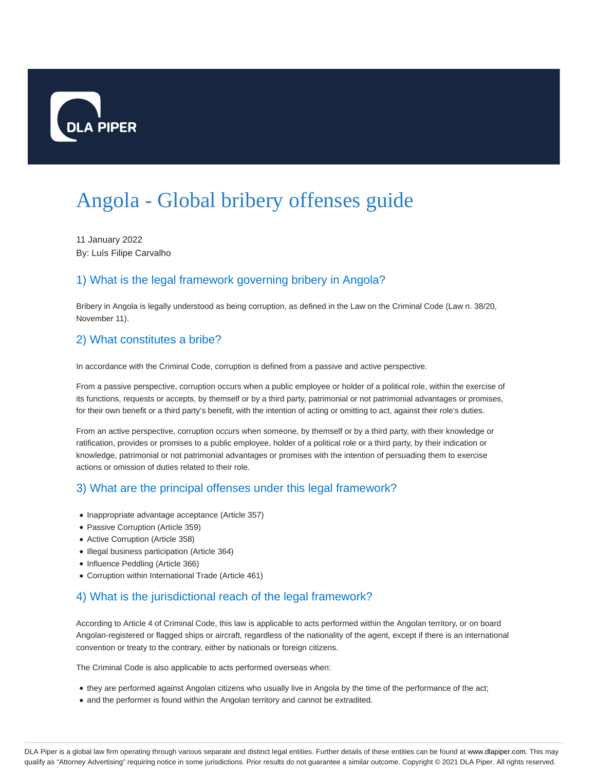# Angola - Global bribery offenses guide

11 January 2022
By: Luís Filipe Carvalho

## 1) What is the legal framework governing bribery in Angola?

Bribery in Angola is legally understood as being corruption, as defined in the Law on the Criminal Code (Law n. 38/20, November 11).

## 2) What constitutes a bribe?

In accordance with the Criminal Code, corruption is defined from a passive and active perspective.

From a passive perspective, corruption occurs when a public employee or holder of a political role, within the exercise of its functions, requests or accepts, by themself or by a third party, patrimonial or not patrimonial advantages or promises, for their own benefit or a third party's benefit, with the intention of acting or omitting to act, against their role's duties.

From an active perspective, corruption occurs when someone, by themself or by a third party, with their knowledge or ratification, provides or promises to a public employee, holder of a political role or a third party, by their indication or knowledge, patrimonial or not patrimonial advantages or promises with the intention of persuading them to exercise actions or omission of duties related to their role.

## 3) What are the principal offenses under this legal framework?

- Inappropriate advantage acceptance (Article 357)
- Passive Corruption (Article 359)
- Active Corruption (Article 358)
- Illegal business participation (Article 364)
- Influence Peddling (Article 366)
- Corruption within International Trade (Article 461)

## 4) What is the jurisdictional reach of the legal framework?

According to Article 4 of Criminal Code, this law is applicable to acts performed within the Angolan territory, or on board Angolan-registered or flagged ships or aircraft, regardless of the nationality of the agent, except if there is an international convention or treaty to the contrary, either by nationals or foreign citizens.

The Criminal Code is also applicable to acts performed overseas when:

- they are performed against Angolan citizens who usually live in Angola by the time of the performance of the act;
- and the performer is found within the Angolan territory and cannot be extradited.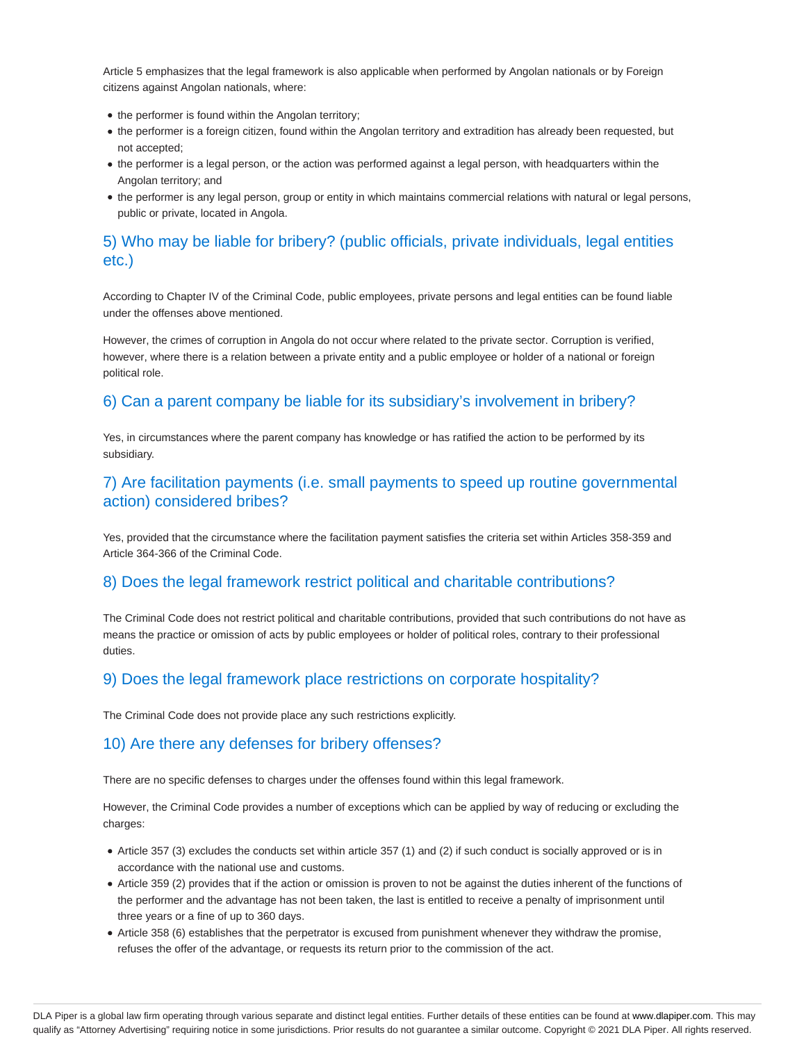Article 5 emphasizes that the legal framework is also applicable when performed by Angolan nationals or by Foreign citizens against Angolan nationals, where:

- the performer is found within the Angolan territory;
- the performer is a foreign citizen, found within the Angolan territory and extradition has already been requested, but not accepted;
- the performer is a legal person, or the action was performed against a legal person, with headquarters within the Angolan territory; and
- the performer is any legal person, group or entity in which maintains commercial relations with natural or legal persons, public or private, located in Angola.

## 5) Who may be liable for bribery? (public officials, private individuals, legal entities etc.)

According to Chapter IV of the Criminal Code, public employees, private persons and legal entities can be found liable under the offenses above mentioned.

However, the crimes of corruption in Angola do not occur where related to the private sector. Corruption is verified, however, where there is a relation between a private entity and a public employee or holder of a national or foreign political role.

## 6) Can a parent company be liable for its subsidiary's involvement in bribery?

Yes, in circumstances where the parent company has knowledge or has ratified the action to be performed by its subsidiary.

## 7) Are facilitation payments (i.e. small payments to speed up routine governmental action) considered bribes?

Yes, provided that the circumstance where the facilitation payment satisfies the criteria set within Articles 358-359 and Article 364-366 of the Criminal Code.

## 8) Does the legal framework restrict political and charitable contributions?

The Criminal Code does not restrict political and charitable contributions, provided that such contributions do not have as means the practice or omission of acts by public employees or holder of political roles, contrary to their professional duties.

## 9) Does the legal framework place restrictions on corporate hospitality?

The Criminal Code does not provide place any such restrictions explicitly.

## 10) Are there any defenses for bribery offenses?

There are no specific defenses to charges under the offenses found within this legal framework.

However, the Criminal Code provides a number of exceptions which can be applied by way of reducing or excluding the charges:

- Article 357 (3) excludes the conducts set within article 357 (1) and (2) if such conduct is socially approved or is in accordance with the national use and customs.
- Article 359 (2) provides that if the action or omission is proven to not be against the duties inherent of the functions of the performer and the advantage has not been taken, the last is entitled to receive a penalty of imprisonment until three years or a fine of up to 360 days.
- Article 358 (6) establishes that the perpetrator is excused from punishment whenever they withdraw the promise, refuses the offer of the advantage, or requests its return prior to the commission of the act.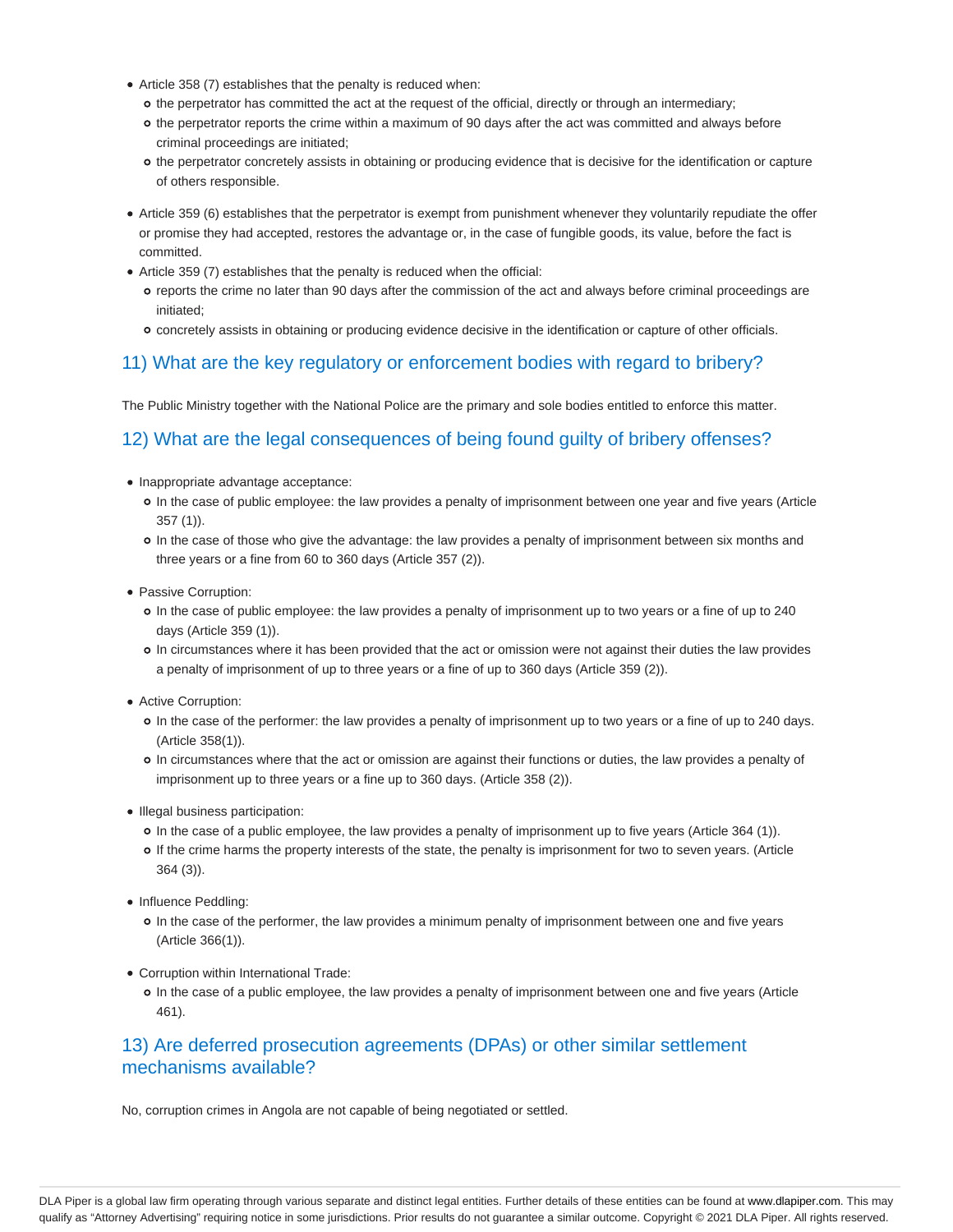- Article 358 (7) establishes that the penalty is reduced when:
  - the perpetrator has committed the act at the request of the official, directly or through an intermediary;
  - the perpetrator reports the crime within a maximum of 90 days after the act was committed and always before criminal proceedings are initiated;
  - the perpetrator concretely assists in obtaining or producing evidence that is decisive for the identification or capture of others responsible.
- Article 359 (6) establishes that the perpetrator is exempt from punishment whenever they voluntarily repudiate the offer or promise they had accepted, restores the advantage or, in the case of fungible goods, its value, before the fact is committed.
- Article 359 (7) establishes that the penalty is reduced when the official:
  - reports the crime no later than 90 days after the commission of the act and always before criminal proceedings are initiated;
  - concretely assists in obtaining or producing evidence decisive in the identification or capture of other officials.

## 11) What are the key regulatory or enforcement bodies with regard to bribery?

The Public Ministry together with the National Police are the primary and sole bodies entitled to enforce this matter.

## 12) What are the legal consequences of being found guilty of bribery offenses?

- Inappropriate advantage acceptance:
  - In the case of public employee: the law provides a penalty of imprisonment between one year and five years (Article 357 (1)).
  - In the case of those who give the advantage: the law provides a penalty of imprisonment between six months and three years or a fine from 60 to 360 days (Article 357 (2)).
- Passive Corruption:
  - In the case of public employee: the law provides a penalty of imprisonment up to two years or a fine of up to 240 days (Article 359 (1)).
  - In circumstances where it has been provided that the act or omission were not against their duties the law provides a penalty of imprisonment of up to three years or a fine of up to 360 days (Article 359 (2)).
- Active Corruption:
  - In the case of the performer: the law provides a penalty of imprisonment up to two years or a fine of up to 240 days. (Article 358(1)).
  - In circumstances where that the act or omission are against their functions or duties, the law provides a penalty of imprisonment up to three years or a fine up to 360 days. (Article 358 (2)).
- Illegal business participation:
  - In the case of a public employee, the law provides a penalty of imprisonment up to five years (Article 364 (1)).
  - If the crime harms the property interests of the state, the penalty is imprisonment for two to seven years. (Article 364 (3)).
- Influence Peddling:
  - In the case of the performer, the law provides a minimum penalty of imprisonment between one and five years (Article 366(1)).
- Corruption within International Trade:
  - In the case of a public employee, the law provides a penalty of imprisonment between one and five years (Article 461).

## 13) Are deferred prosecution agreements (DPAs) or other similar settlement mechanisms available?

No, corruption crimes in Angola are not capable of being negotiated or settled.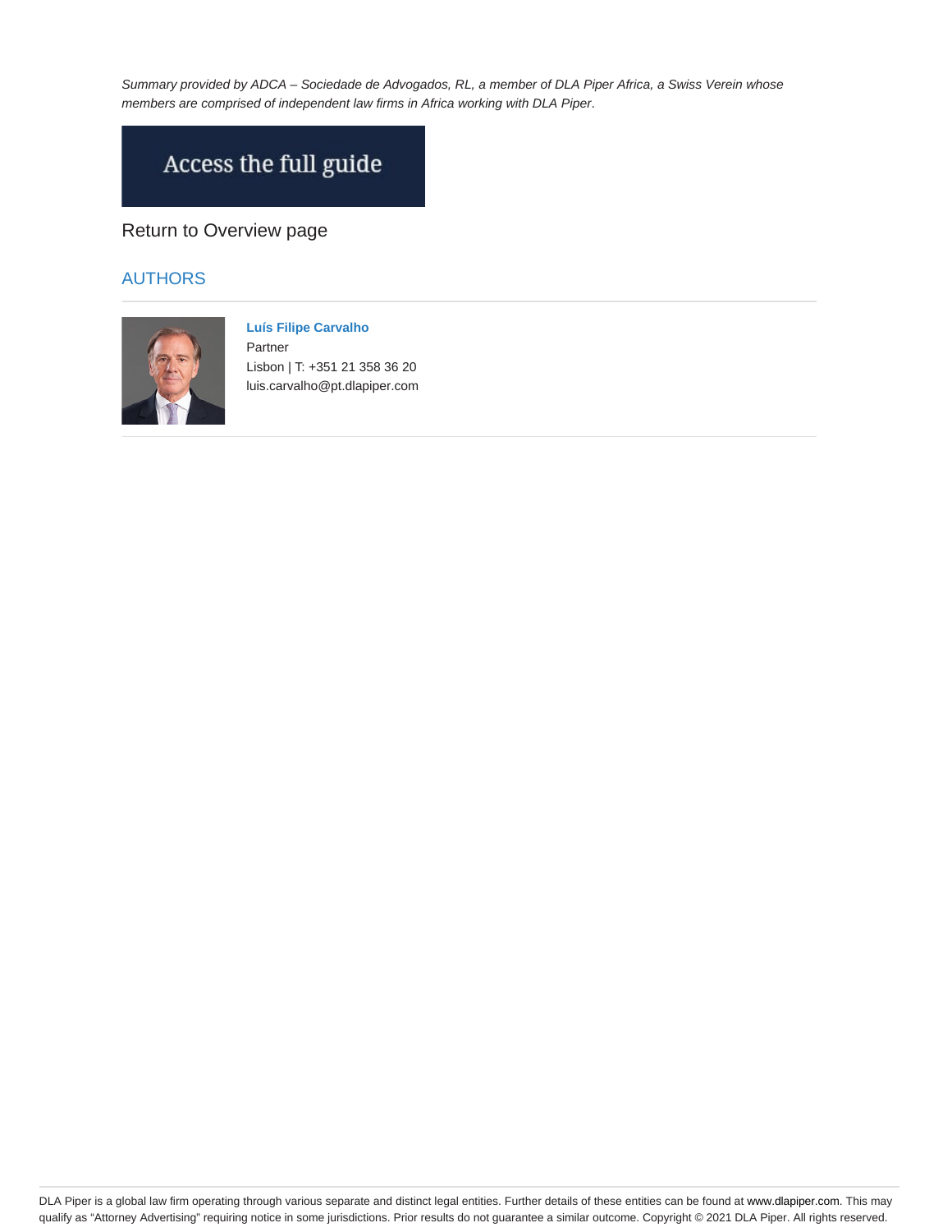*Summary provided by ADCA – Sociedade de Advogados, RL, a member of DLA Piper Africa, a Swiss Verein whose members are comprised of independent law firms in Africa working with DLA Piper*.

Access the full guide

Return to Overview page

## AUTHORS

**Luís Filipe Carvalho**
Partner
Lisbon | T: +351 21 358 36 20
luis.carvalho@pt.dlapiper.com

DLA Piper is a global law firm operating through various separate and distinct legal entities. Further details of these entities can be found at www.dlapiper.com. This may qualify as "Attorney Advertising" requiring notice in some jurisdictions. Prior results do not guarantee a similar outcome. Copyright © 2021 DLA Piper. All rights reserved.